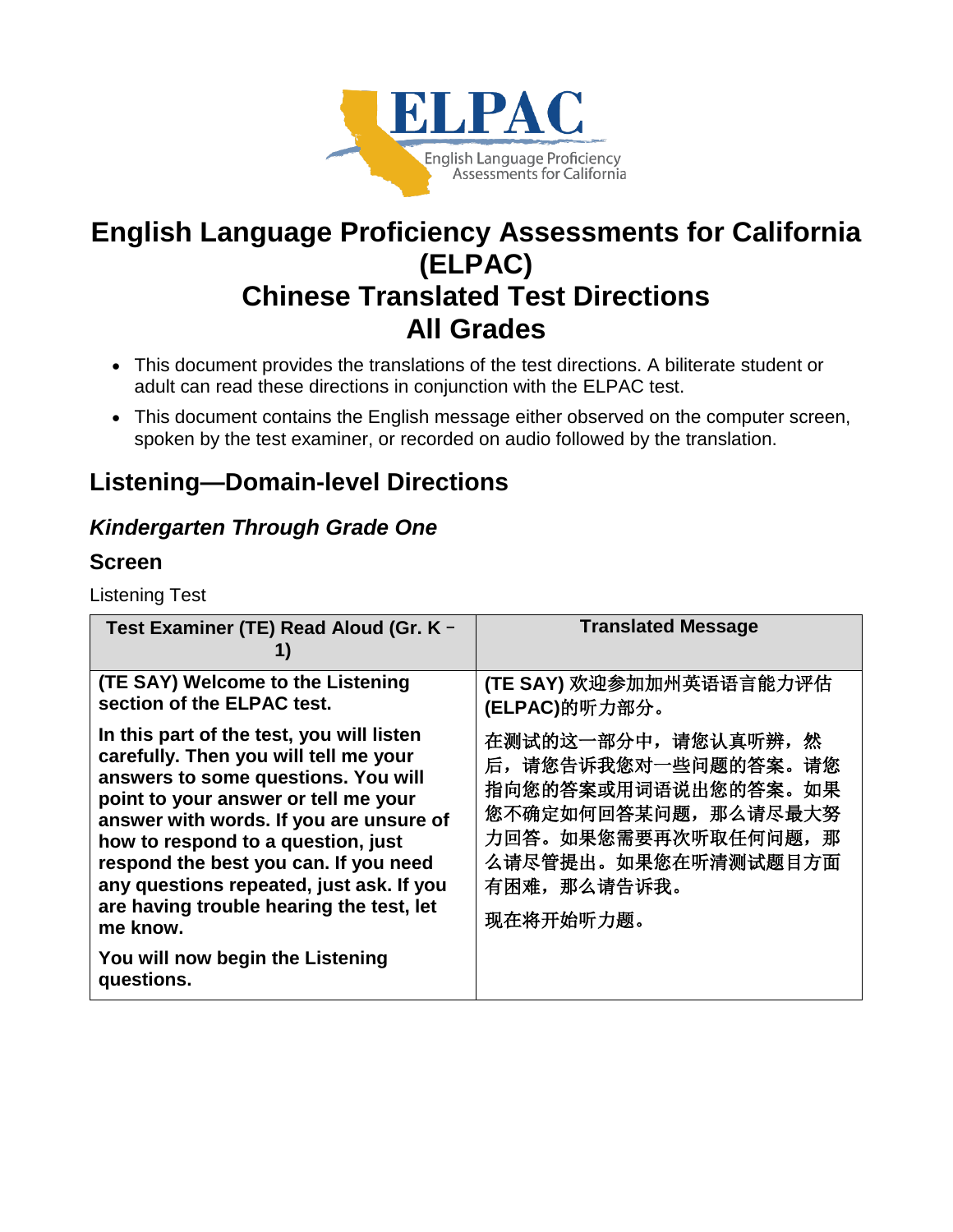# English Language Proficiency Assessments for California (ELPAC)
# Chinese Translated Test Directions
# All Grades

- This document provides the translations of the test directions. A biliterate student or adult can read these directions in conjunction with the ELPAC test.
- This document contains the English message either observed on the computer screen, spoken by the test examiner, or recorded on audio followed by the translation.

## Listening—Domain-level Directions

### *Kindergarten Through Grade One*

### Screen

Listening Test

| Test Examiner (TE) Read Aloud (Gr. K – 1) | Translated Message |
|---|---|
| **(TE SAY) Welcome to the Listening section of the ELPAC test.**<br><br>**In this part of the test, you will listen carefully. Then you will tell me your answers to some questions. You will point to your answer or tell me your answer with words. If you are unsure of how to respond to a question, just respond the best you can. If you need any questions repeated, just ask. If you are having trouble hearing the test, let me know.**<br><br>**You will now begin the Listening questions.** | **(TE SAY)** 欢迎参加加州英语语言能力评估 **(ELPAC)**的听力部分。<br><br>在测试的这一部分中，请您认真听辨，然后，请您告诉我您对一些问题的答案。请您指向您的答案或用词语说出您的答案。如果您不确定如何回答某问题，那么请尽最大努力回答。如果您需要再次听取任何问题，那么请尽管提出。如果您在听清测试题目方面有困难，那么请告诉我。<br><br>现在将开始听力题。 |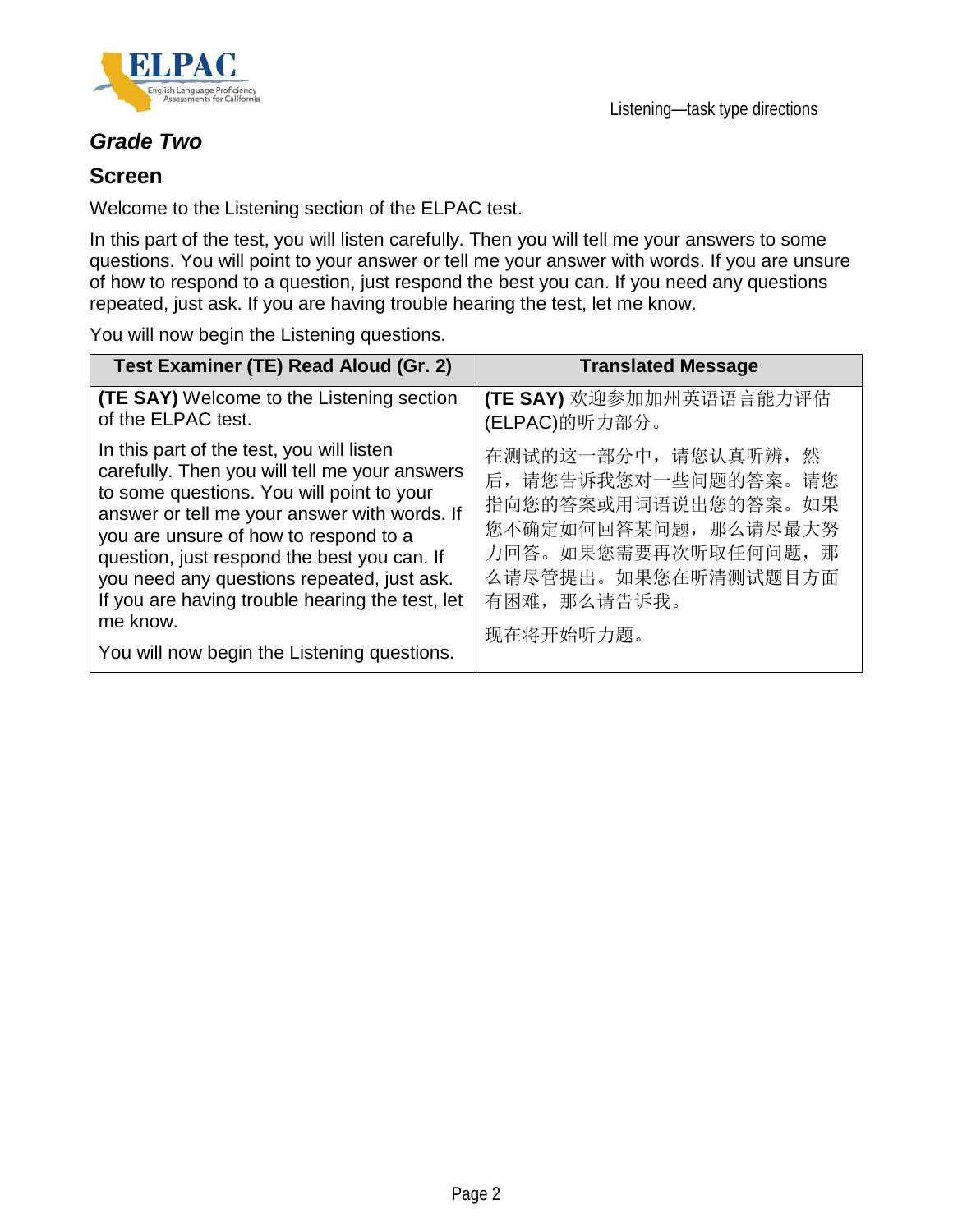### *Grade Two*

### Screen

Welcome to the Listening section of the ELPAC test.

In this part of the test, you will listen carefully. Then you will tell me your answers to some questions. You will point to your answer or tell me your answer with words. If you are unsure of how to respond to a question, just respond the best you can. If you need any questions repeated, just ask. If you are having trouble hearing the test, let me know.

You will now begin the Listening questions.

| Test Examiner (TE) Read Aloud (Gr. 2) | Translated Message |
|---|---|
| **(TE SAY)** Welcome to the Listening section of the ELPAC test.<br><br>In this part of the test, you will listen carefully. Then you will tell me your answers to some questions. You will point to your answer or tell me your answer with words. If you are unsure of how to respond to a question, just respond the best you can. If you need any questions repeated, just ask. If you are having trouble hearing the test, let me know.<br><br>You will now begin the Listening questions. | **(TE SAY)** 欢迎参加加州英语语言能力评估(ELPAC)的听力部分。<br><br>在测试的这一部分中，请您认真听辨，然后，请您告诉我您对一些问题的答案。请您指向您的答案或用词语说出您的答案。如果您不确定如何回答某问题，那么请尽最大努力回答。如果您需要再次听取任何问题，那么请尽管提出。如果您在听清测试题目方面有困难，那么请告诉我。<br><br>现在将开始听力题。 |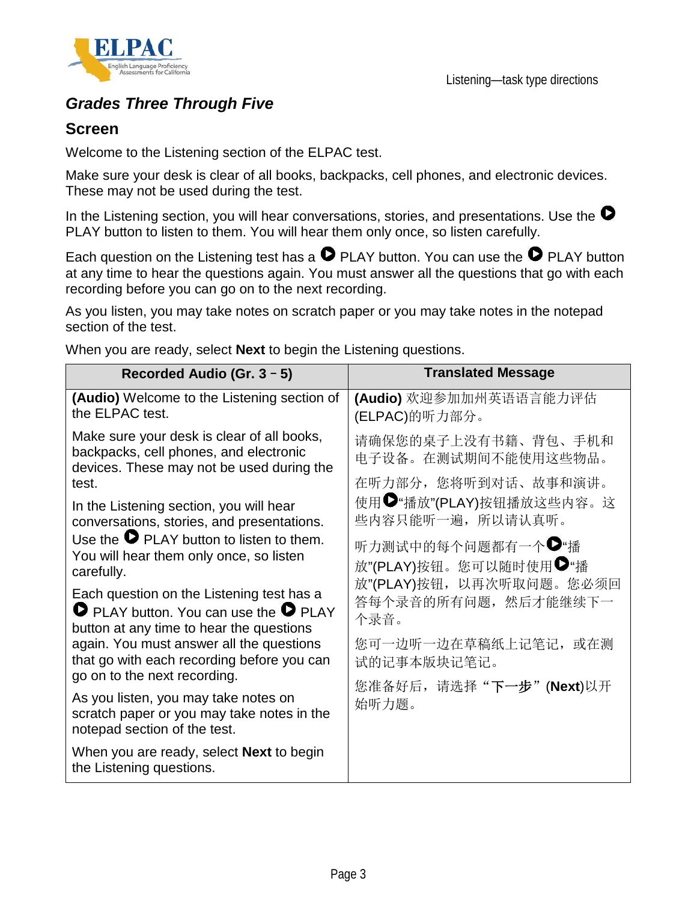### *Grades Three Through Five*

### Screen

Welcome to the Listening section of the ELPAC test.

Make sure your desk is clear of all books, backpacks, cell phones, and electronic devices. These may not be used during the test.

In the Listening section, you will hear conversations, stories, and presentations. Use the PLAY button to listen to them. You will hear them only once, so listen carefully.

Each question on the Listening test has a PLAY button. You can use the PLAY button at any time to hear the questions again. You must answer all the questions that go with each recording before you can go on to the next recording.

As you listen, you may take notes on scratch paper or you may take notes in the notepad section of the test.

When you are ready, select **Next** to begin the Listening questions.

| Recorded Audio (Gr. 3 – 5) | Translated Message |
|---|---|
| **(Audio)** Welcome to the Listening section of the ELPAC test.<br><br>Make sure your desk is clear of all books, backpacks, cell phones, and electronic devices. These may not be used during the test.<br><br>In the Listening section, you will hear conversations, stories, and presentations. Use the PLAY button to listen to them. You will hear them only once, so listen carefully.<br><br>Each question on the Listening test has a PLAY button. You can use the PLAY button at any time to hear the questions again. You must answer all the questions that go with each recording before you can go on to the next recording.<br><br>As you listen, you may take notes on scratch paper or you may take notes in the notepad section of the test.<br><br>When you are ready, select **Next** to begin the Listening questions. | **(Audio)** 欢迎参加加州英语语言能力评估(ELPAC)的听力部分。<br><br>请确保您的桌子上没有书籍、背包、手机和电子设备。在测试期间不能使用这些物品。<br><br>在听力部分，您将听到对话、故事和演讲。使用"播放"(PLAY)按钮播放这些内容。这些内容只能听一遍，所以请认真听。<br><br>听力测试中的每个问题都有一个"播放"(PLAY)按钮。您可以随时使用"播放"(PLAY)按钮，以再次听取问题。您必须回答每个录音的所有问题，然后才能继续下一个录音。<br><br>您可一边听一边在草稿纸上记笔记，或在测试的记事本版块记笔记。<br><br>您准备好后，请选择"**下一步**"(**Next**)以开始听力题。 |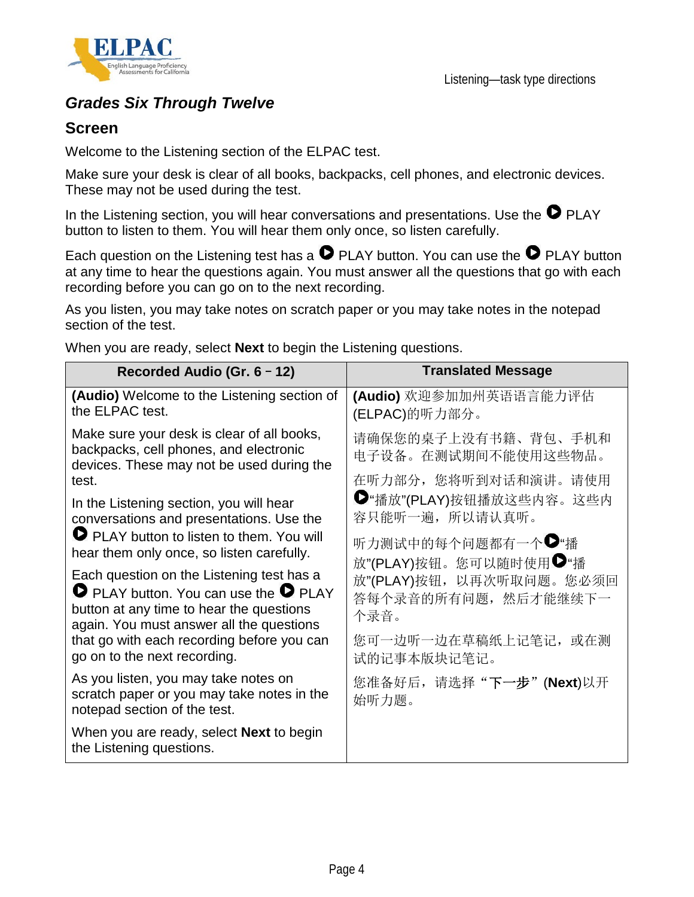## *Grades Six Through Twelve*

### Screen

Welcome to the Listening section of the ELPAC test.

Make sure your desk is clear of all books, backpacks, cell phones, and electronic devices. These may not be used during the test.

In the Listening section, you will hear conversations and presentations. Use the ▶ PLAY button to listen to them. You will hear them only once, so listen carefully.

Each question on the Listening test has a ▶ PLAY button. You can use the ▶ PLAY button at any time to hear the questions again. You must answer all the questions that go with each recording before you can go on to the next recording.

As you listen, you may take notes on scratch paper or you may take notes in the notepad section of the test.

When you are ready, select **Next** to begin the Listening questions.

| Recorded Audio (Gr. 6 – 12) | Translated Message |
|---|---|
| **(Audio)** Welcome to the Listening section of the ELPAC test. | **(Audio)** 欢迎参加加州英语语言能力评估(ELPAC)的听力部分。 |
| Make sure your desk is clear of all books, backpacks, cell phones, and electronic devices. These may not be used during the test. | 请确保您的桌子上没有书籍、背包、手机和电子设备。在测试期间不能使用这些物品。 |
| In the Listening section, you will hear conversations and presentations. Use the ▶ PLAY button to listen to them. You will hear them only once, so listen carefully. | 在听力部分，您将听到对话和演讲。请使用▶"播放"(PLAY)按钮播放这些内容。这些内容只能听一遍，所以请认真听。 |
| Each question on the Listening test has a ▶ PLAY button. You can use the ▶ PLAY button at any time to hear the questions again. You must answer all the questions that go with each recording before you can go on to the next recording. | 听力测试中的每个问题都有一个▶"播放"(PLAY)按钮。您可以随时使用▶"播放"(PLAY)按钮，以再次听取问题。您必须回答每个录音的所有问题，然后才能继续下一个录音。 |
| As you listen, you may take notes on scratch paper or you may take notes in the notepad section of the test. | 您可一边听一边在草稿纸上记笔记，或在测试的记事本版块记笔记。 |
| When you are ready, select **Next** to begin the Listening questions. | 您准备好后，请选择**"下一步"**(**Next**)以开始听力题。 |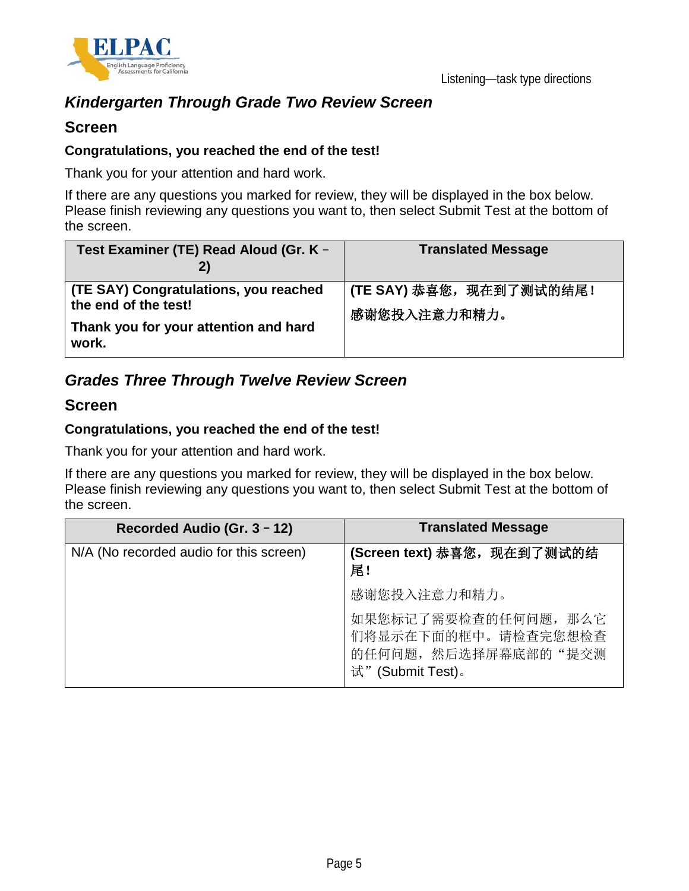## *Kindergarten Through Grade Two Review Screen*

### Screen

**Congratulations, you reached the end of the test!**

Thank you for your attention and hard work.

If there are any questions you marked for review, they will be displayed in the box below. Please finish reviewing any questions you want to, then select Submit Test at the bottom of the screen.

| Test Examiner (TE) Read Aloud (Gr. K – 2) | Translated Message |
|---|---|
| **(TE SAY) Congratulations, you reached the end of the test!** **Thank you for your attention and hard work.** | **(TE SAY) 恭喜您，现在到了测试的结尾！** **感谢您投入注意力和精力。** |

## *Grades Three Through Twelve Review Screen*

### Screen

**Congratulations, you reached the end of the test!**

Thank you for your attention and hard work.

If there are any questions you marked for review, they will be displayed in the box below. Please finish reviewing any questions you want to, then select Submit Test at the bottom of the screen.

| Recorded Audio (Gr. 3 – 12) | Translated Message |
|---|---|
| N/A (No recorded audio for this screen) | **(Screen text) 恭喜您，现在到了测试的结尾！** 感谢您投入注意力和精力。 如果您标记了需要检查的任何问题，那么它们将显示在下面的框中。请检查完您想检查的任何问题，然后选择屏幕底部的“提交测试”(Submit Test)。 |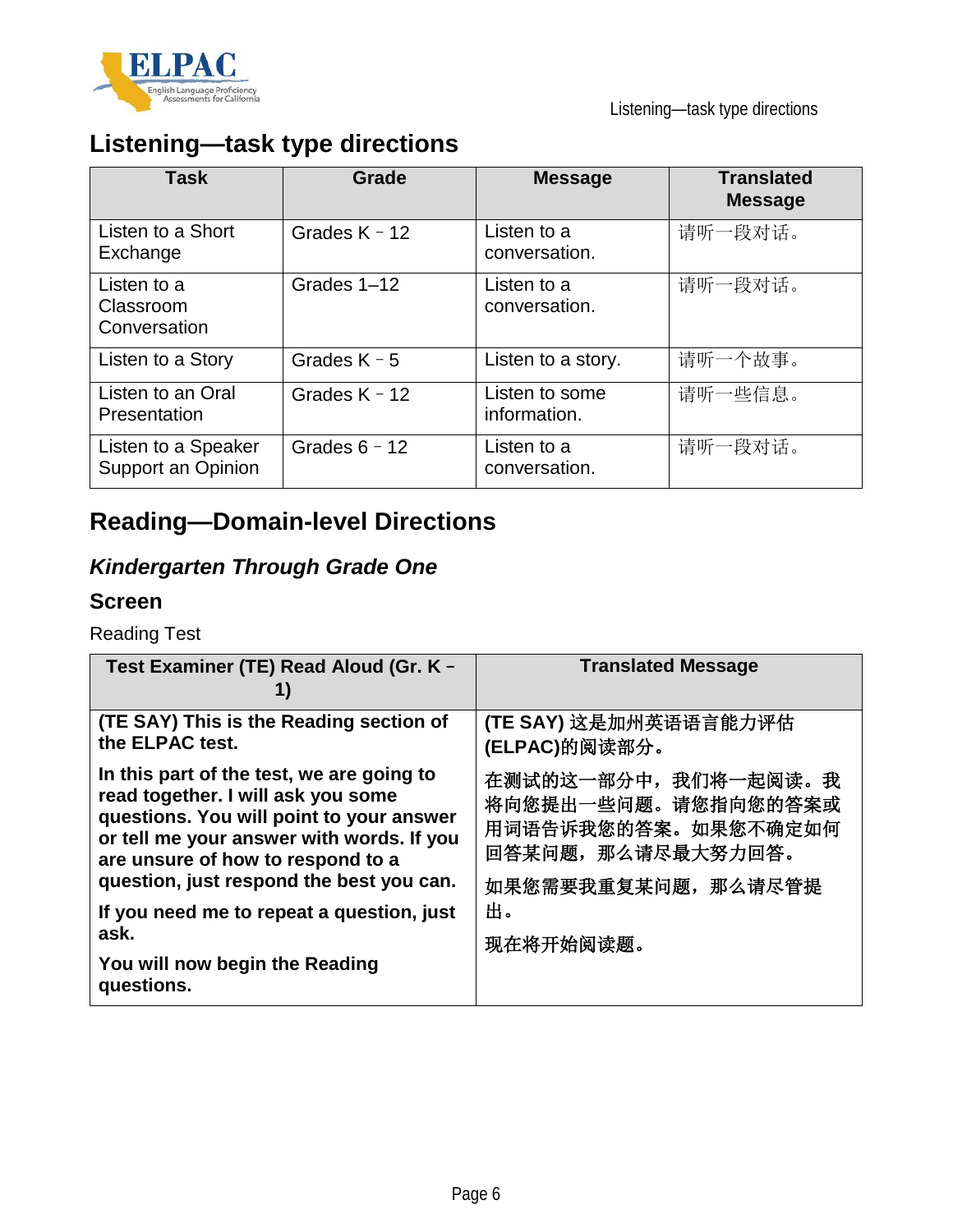## Listening—task type directions

| Task | Grade | Message | Translated Message |
| --- | --- | --- | --- |
| Listen to a Short Exchange | Grades K – 12 | Listen to a conversation. | 请听一段对话。 |
| Listen to a Classroom Conversation | Grades 1–12 | Listen to a conversation. | 请听一段对话。 |
| Listen to a Story | Grades K – 5 | Listen to a story. | 请听一个故事。 |
| Listen to an Oral Presentation | Grades K – 12 | Listen to some information. | 请听一些信息。 |
| Listen to a Speaker Support an Opinion | Grades 6 – 12 | Listen to a conversation. | 请听一段对话。 |

## Reading—Domain-level Directions

### *Kindergarten Through Grade One*

### Screen

Reading Test

| Test Examiner (TE) Read Aloud (Gr. K – 1) | Translated Message |
| --- | --- |
| **(TE SAY) This is the Reading section of the ELPAC test.**<br><br>**In this part of the test, we are going to read together. I will ask you some questions. You will point to your answer or tell me your answer with words. If you are unsure of how to respond to a question, just respond the best you can.**<br><br>**If you need me to repeat a question, just ask.**<br><br>**You will now begin the Reading questions.** | **(TE SAY) 这是加州英语语言能力评估(ELPAC)的阅读部分。**<br><br>**在测试的这一部分中，我们将一起阅读。我将向您提出一些问题。请您指向您的答案或用词语告诉我您的答案。如果您不确定如何回答某问题，那么请尽最大努力回答。**<br><br>**如果您需要我重复某问题，那么请尽管提出。**<br><br>**现在将开始阅读题。** |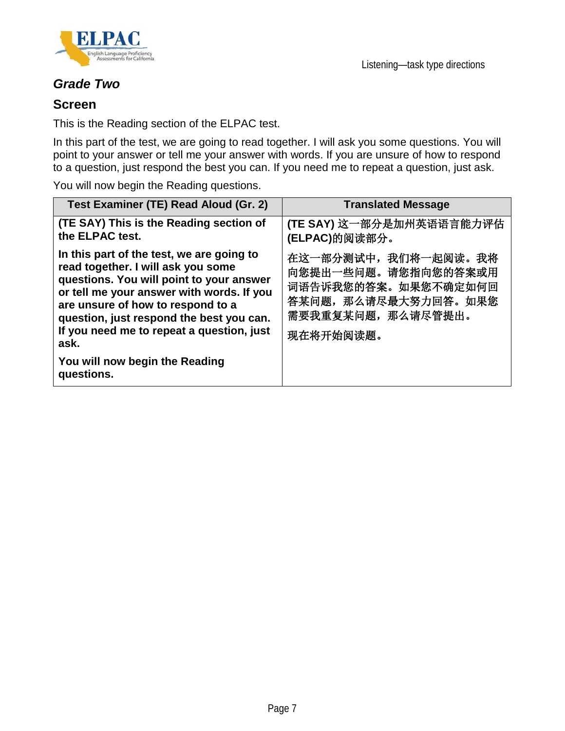### *Grade Two*

### Screen

This is the Reading section of the ELPAC test.

In this part of the test, we are going to read together. I will ask you some questions. You will point to your answer or tell me your answer with words. If you are unsure of how to respond to a question, just respond the best you can. If you need me to repeat a question, just ask.

You will now begin the Reading questions.

| Test Examiner (TE) Read Aloud (Gr. 2) | Translated Message |
|---|---|
| **(TE SAY) This is the Reading section of the ELPAC test.** | **(TE SAY)** 这一部分是加州英语语言能力评估(ELPAC)的阅读部分。 |
| **In this part of the test, we are going to read together. I will ask you some questions. You will point to your answer or tell me your answer with words. If you are unsure of how to respond to a question, just respond the best you can. If you need me to repeat a question, just ask.** | 在这一部分测试中，我们将一起阅读。我将向您提出一些问题。请您指向您的答案或用词语告诉我您的答案。如果您不确定如何回答某问题，那么请尽最大努力回答。如果您需要我重复某问题，那么请尽管提出。 |
| **You will now begin the Reading questions.** | 现在将开始阅读题。 |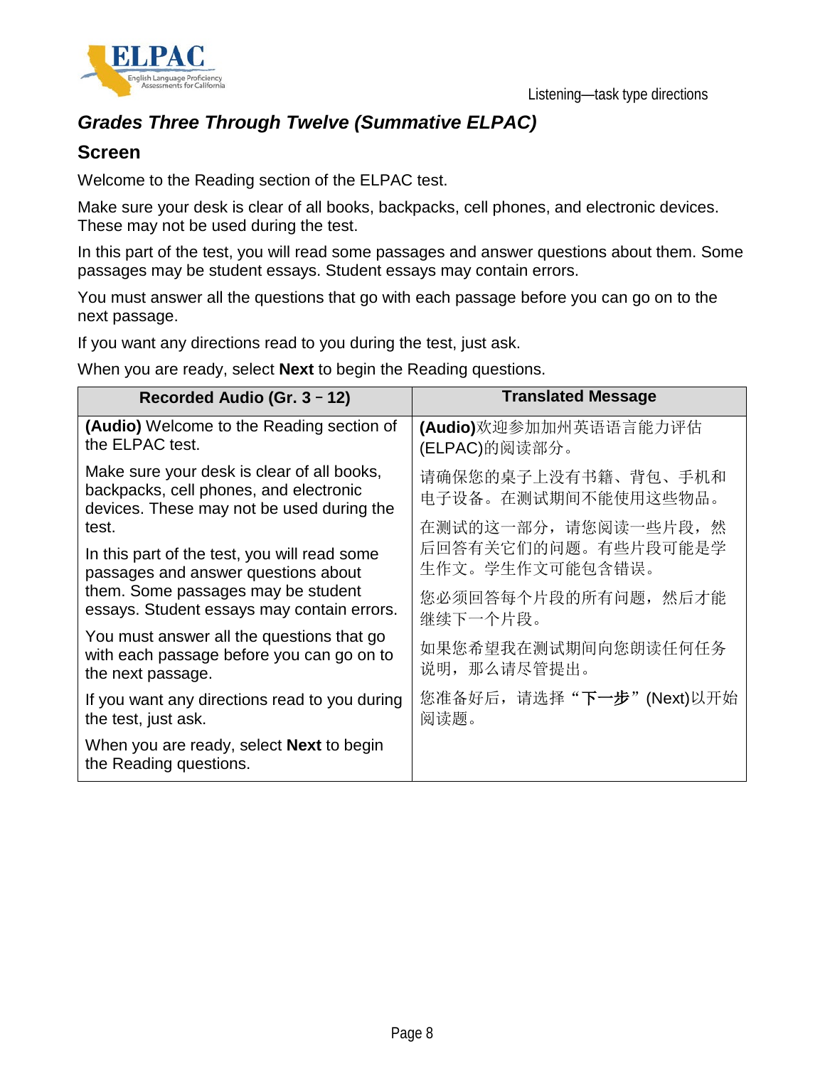## Grades Three Through Twelve (Summative ELPAC)

### Screen

Welcome to the Reading section of the ELPAC test.

Make sure your desk is clear of all books, backpacks, cell phones, and electronic devices. These may not be used during the test.

In this part of the test, you will read some passages and answer questions about them. Some passages may be student essays. Student essays may contain errors.

You must answer all the questions that go with each passage before you can go on to the next passage.

If you want any directions read to you during the test, just ask.

When you are ready, select **Next** to begin the Reading questions.

| Recorded Audio (Gr. 3 – 12) | Translated Message |
|---|---|
| **(Audio)** Welcome to the Reading section of the ELPAC test. | **(Audio)**欢迎参加加州英语语言能力评估(ELPAC)的阅读部分。 |
| Make sure your desk is clear of all books, backpacks, cell phones, and electronic devices. These may not be used during the test. | 请确保您的桌子上没有书籍、背包、手机和电子设备。在测试期间不能使用这些物品。 |
| In this part of the test, you will read some passages and answer questions about them. Some passages may be student essays. Student essays may contain errors. | 在测试的这一部分，请您阅读一些片段，然后回答有关它们的问题。有些片段可能是学生作文。学生作文可能包含错误。 |
| You must answer all the questions that go with each passage before you can go on to the next passage. | 您必须回答每个片段的所有问题，然后才能继续下一个片段。 |
| If you want any directions read to you during the test, just ask. | 如果您希望我在测试期间向您朗读任何任务说明，那么请尽管提出。 |
| When you are ready, select **Next** to begin the Reading questions. | 您准备好后，请选择"**下一步**"(Next)以开始阅读题。 |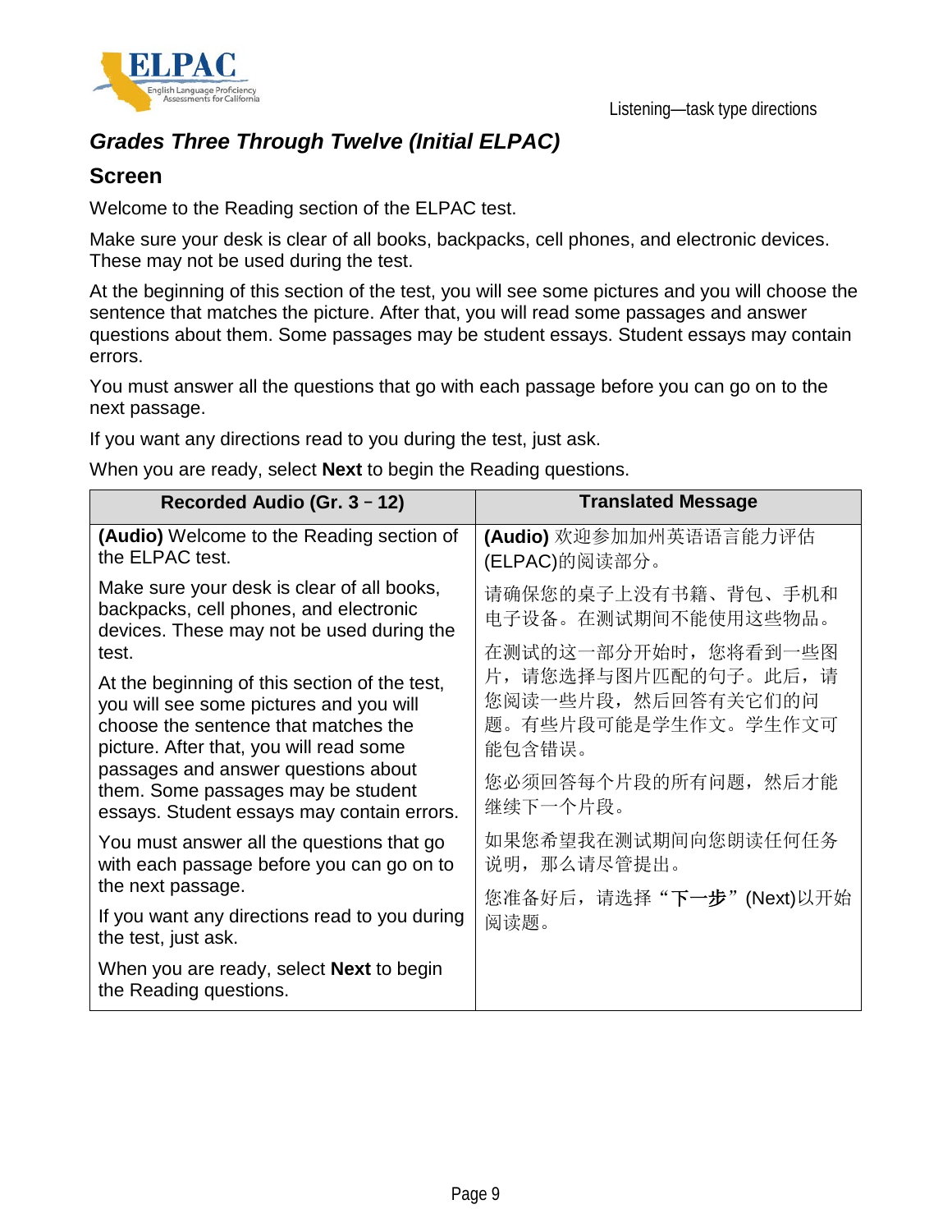## *Grades Three Through Twelve (Initial ELPAC)*

### Screen

Welcome to the Reading section of the ELPAC test.

Make sure your desk is clear of all books, backpacks, cell phones, and electronic devices. These may not be used during the test.

At the beginning of this section of the test, you will see some pictures and you will choose the sentence that matches the picture. After that, you will read some passages and answer questions about them. Some passages may be student essays. Student essays may contain errors.

You must answer all the questions that go with each passage before you can go on to the next passage.

If you want any directions read to you during the test, just ask.

When you are ready, select **Next** to begin the Reading questions.

| Recorded Audio (Gr. 3 – 12) | Translated Message |
| --- | --- |
| **(Audio)** Welcome to the Reading section of the ELPAC test.<br><br>Make sure your desk is clear of all books, backpacks, cell phones, and electronic devices. These may not be used during the test.<br><br>At the beginning of this section of the test, you will see some pictures and you will choose the sentence that matches the picture. After that, you will read some passages and answer questions about them. Some passages may be student essays. Student essays may contain errors.<br><br>You must answer all the questions that go with each passage before you can go on to the next passage.<br><br>If you want any directions read to you during the test, just ask.<br><br>When you are ready, select **Next** to begin the Reading questions. | **(Audio)** 欢迎参加加州英语语言能力评估(ELPAC)的阅读部分。<br><br>请确保您的桌子上没有书籍、背包、手机和电子设备。在测试期间不能使用这些物品。<br><br>在测试的这一部分开始时，您将看到一些图片，请您选择与图片匹配的句子。此后，请您阅读一些片段，然后回答有关它们的问题。有些片段可能是学生作文。学生作文可能包含错误。<br><br>您必须回答每个片段的所有问题，然后才能继续下一个片段。<br><br>如果您希望我在测试期间向您朗读任何任务说明，那么请尽管提出。<br><br>您准备好后，请选择“**下一步**”(Next)以开始阅读题。 |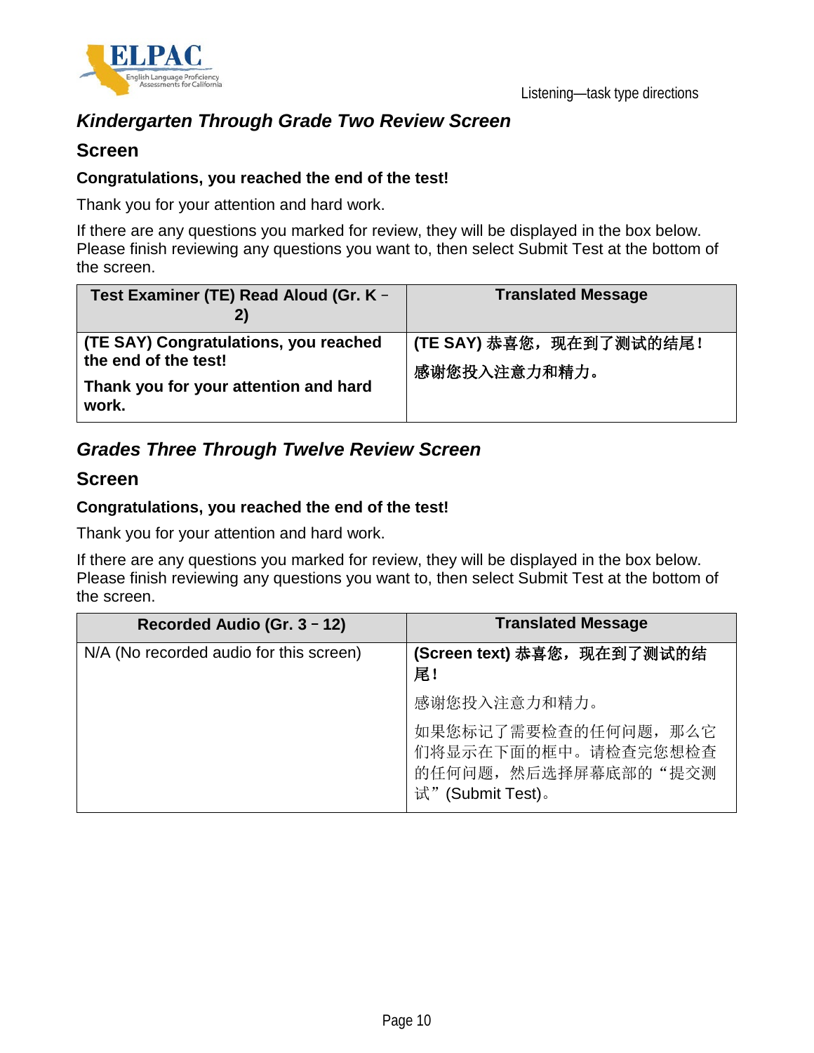## *Kindergarten Through Grade Two Review Screen*

### Screen

**Congratulations, you reached the end of the test!**

Thank you for your attention and hard work.

If there are any questions you marked for review, they will be displayed in the box below. Please finish reviewing any questions you want to, then select Submit Test at the bottom of the screen.

| Test Examiner (TE) Read Aloud (Gr. K – 2) | Translated Message |
|---|---|
| **(TE SAY) Congratulations, you reached the end of the test!** <br> **Thank you for your attention and hard work.** | **(TE SAY) 恭喜您，现在到了测试的结尾！** <br> **感谢您投入注意力和精力。** |

## *Grades Three Through Twelve Review Screen*

### Screen

**Congratulations, you reached the end of the test!**

Thank you for your attention and hard work.

If there are any questions you marked for review, they will be displayed in the box below. Please finish reviewing any questions you want to, then select Submit Test at the bottom of the screen.

| Recorded Audio (Gr. 3 – 12) | Translated Message |
|---|---|
| N/A (No recorded audio for this screen) | **(Screen text) 恭喜您，现在到了测试的结尾！** <br> 感谢您投入注意力和精力。 <br> 如果您标记了需要检查的任何问题，那么它们将显示在下面的框中。请检查完您想检查的任何问题，然后选择屏幕底部的“提交测试”(Submit Test)。 |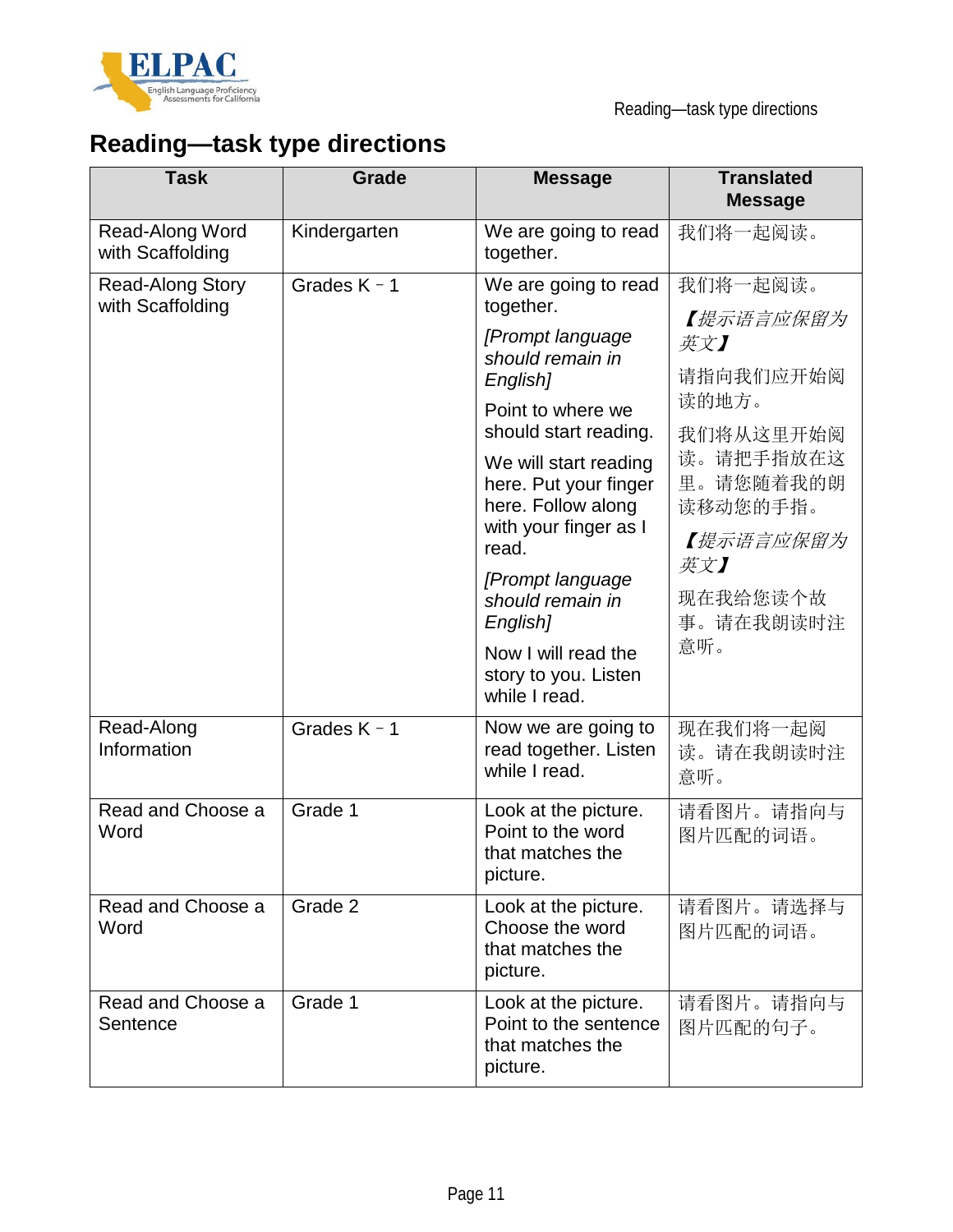# Reading—task type directions

| Task | Grade | Message | Translated Message |
|---|---|---|---|
| Read-Along Word with Scaffolding | Kindergarten | We are going to read together. | 我们将一起阅读。 |
| Read-Along Story with Scaffolding | Grades K – 1 | We are going to read together. *[Prompt language should remain in English]* Point to where we should start reading. We will start reading here. Put your finger here. Follow along with your finger as I read. *[Prompt language should remain in English]* Now I will read the story to you. Listen while I read. | 我们将一起阅读。 *【提示语言应保留为英文】* 请指向我们应开始阅读的地方。 我们将从这里开始阅读。请把手指放在这里。请您随着我的朗读移动您的手指。 *【提示语言应保留为英文】* 现在我给您读个故事。请在我朗读时注意听。 |
| Read-Along Information | Grades K – 1 | Now we are going to read together. Listen while I read. | 现在我们将一起阅读。请在我朗读时注意听。 |
| Read and Choose a Word | Grade 1 | Look at the picture. Point to the word that matches the picture. | 请看图片。请指向与图片匹配的词语。 |
| Read and Choose a Word | Grade 2 | Look at the picture. Choose the word that matches the picture. | 请看图片。请选择与图片匹配的词语。 |
| Read and Choose a Sentence | Grade 1 | Look at the picture. Point to the sentence that matches the picture. | 请看图片。请指向与图片匹配的句子。 |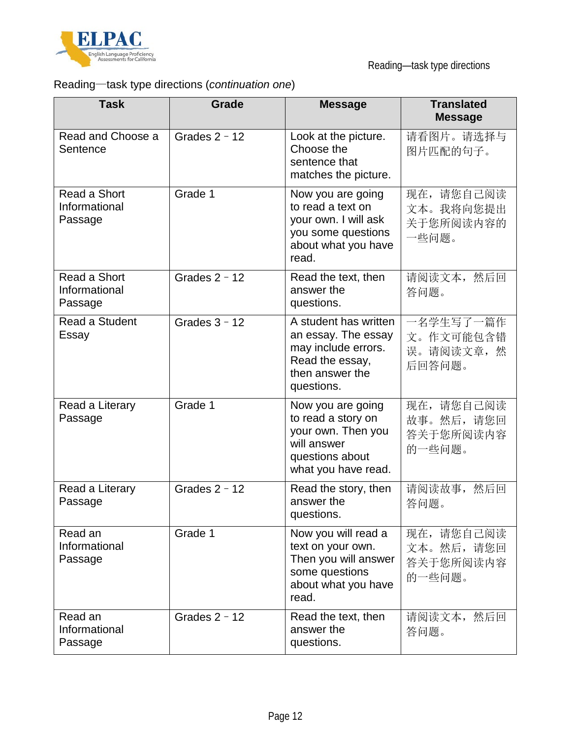Reading—task type directions (*continuation one*)

| Task | Grade | Message | Translated Message |
|---|---|---|---|
| Read and Choose a Sentence | Grades 2 – 12 | Look at the picture. Choose the sentence that matches the picture. | 请看图片。请选择与图片匹配的句子。 |
| Read a Short Informational Passage | Grade 1 | Now you are going to read a text on your own. I will ask you some questions about what you have read. | 现在，请您自己阅读文本。我将向您提出关于您所阅读内容的一些问题。 |
| Read a Short Informational Passage | Grades 2 – 12 | Read the text, then answer the questions. | 请阅读文本，然后回答问题。 |
| Read a Student Essay | Grades 3 – 12 | A student has written an essay. The essay may include errors. Read the essay, then answer the questions. | 一名学生写了一篇作文。作文可能包含错误。请阅读文章，然后回答问题。 |
| Read a Literary Passage | Grade 1 | Now you are going to read a story on your own. Then you will answer questions about what you have read. | 现在，请您自己阅读故事。然后，请您回答关于您所阅读内容的一些问题。 |
| Read a Literary Passage | Grades 2 – 12 | Read the story, then answer the questions. | 请阅读故事，然后回答问题。 |
| Read an Informational Passage | Grade 1 | Now you will read a text on your own. Then you will answer some questions about what you have read. | 现在，请您自己阅读文本。然后，请您回答关于您所阅读内容的一些问题。 |
| Read an Informational Passage | Grades 2 – 12 | Read the text, then answer the questions. | 请阅读文本，然后回答问题。 |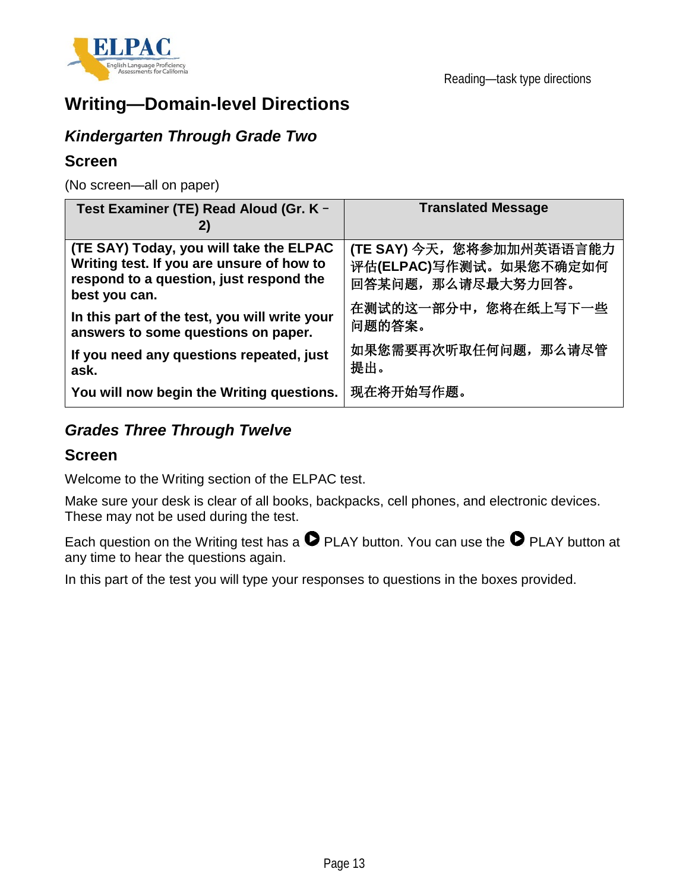# Writing—Domain-level Directions

## *Kindergarten Through Grade Two*

### Screen

(No screen—all on paper)

| Test Examiner (TE) Read Aloud (Gr. K – 2) | Translated Message |
|---|---|
| **(TE SAY) Today, you will take the ELPAC Writing test. If you are unsure of how to respond to a question, just respond the best you can.** | **(TE SAY)** 今天，您将参加加州英语语言能力评估(**ELPAC**)写作测试。如果您不确定如何回答某问题，那么请尽最大努力回答。 |
| **In this part of the test, you will write your answers to some questions on paper.** | 在测试的这一部分中，您将在纸上写下一些问题的答案。 |
| **If you need any questions repeated, just ask.** | 如果您需要再次听取任何问题，那么请尽管提出。 |
| **You will now begin the Writing questions.** | 现在将开始写作题。 |

## *Grades Three Through Twelve*

### Screen

Welcome to the Writing section of the ELPAC test.

Make sure your desk is clear of all books, backpacks, cell phones, and electronic devices. These may not be used during the test.

Each question on the Writing test has a ▶ PLAY button. You can use the ▶ PLAY button at any time to hear the questions again.

In this part of the test you will type your responses to questions in the boxes provided.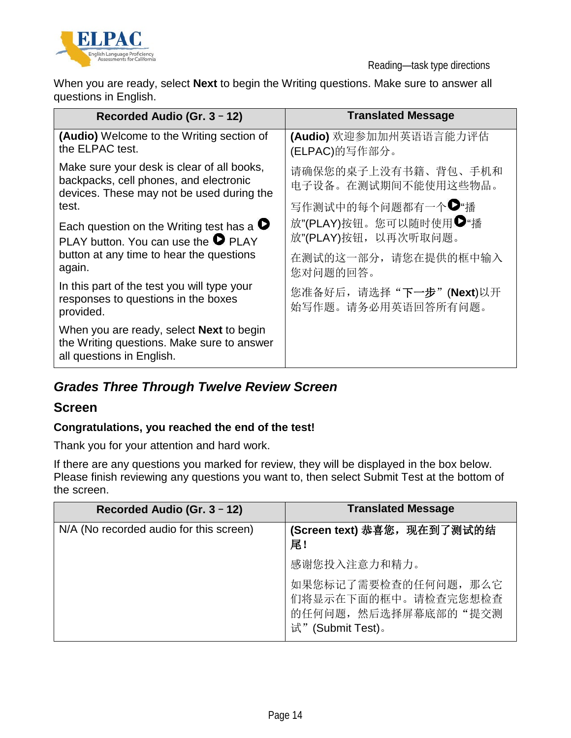When you are ready, select **Next** to begin the Writing questions. Make sure to answer all questions in English.

| Recorded Audio (Gr. 3 – 12) | Translated Message |
| --- | --- |
| **(Audio)** Welcome to the Writing section of the ELPAC test.<br><br>Make sure your desk is clear of all books, backpacks, cell phones, and electronic devices. These may not be used during the test.<br><br>Each question on the Writing test has a PLAY button. You can use the PLAY button at any time to hear the questions again.<br><br>In this part of the test you will type your responses to questions in the boxes provided.<br><br>When you are ready, select **Next** to begin the Writing questions. Make sure to answer all questions in English. | **(Audio)** 欢迎参加加州英语语言能力评估(ELPAC)的写作部分。<br><br>请确保您的桌子上没有书籍、背包、手机和电子设备。在测试期间不能使用这些物品。<br><br>写作测试中的每个问题都有一个“播放”(PLAY)按钮。您可以随时使用“播放”(PLAY)按钮，以再次听取问题。<br><br>在测试的这一部分，请您在提供的框中输入您对问题的回答。<br><br>您准备好后，请选择“**下一步**”(**Next**)以开始写作题。请务必用英语回答所有问题。 |

## *Grades Three Through Twelve Review Screen*

### Screen

**Congratulations, you reached the end of the test!**

Thank you for your attention and hard work.

If there are any questions you marked for review, they will be displayed in the box below. Please finish reviewing any questions you want to, then select Submit Test at the bottom of the screen.

| Recorded Audio (Gr. 3 – 12) | Translated Message |
| --- | --- |
| N/A (No recorded audio for this screen) | **(Screen text) 恭喜您，现在到了测试的结尾！**<br><br>感谢您投入注意力和精力。<br><br>如果您标记了需要检查的任何问题，那么它们将显示在下面的框中。请检查完您想检查的任何问题，然后选择屏幕底部的“提交测试”(Submit Test)。 |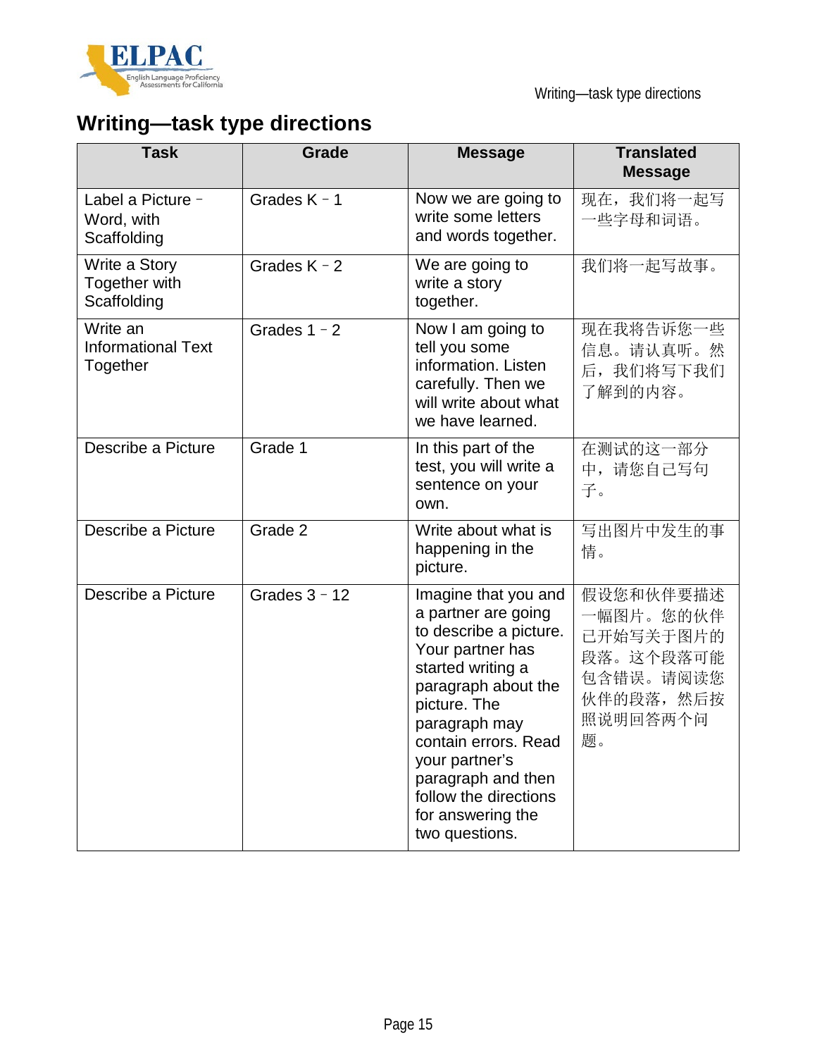# Writing—task type directions

| Task | Grade | Message | Translated Message |
|---|---|---|---|
| Label a Picture – Word, with Scaffolding | Grades K – 1 | Now we are going to write some letters and words together. | 现在，我们将一起写一些字母和词语。 |
| Write a Story Together with Scaffolding | Grades K – 2 | We are going to write a story together. | 我们将一起写故事。 |
| Write an Informational Text Together | Grades 1 – 2 | Now I am going to tell you some information. Listen carefully. Then we will write about what we have learned. | 现在我将告诉您一些信息。请认真听。然后，我们将写下我们了解到的内容。 |
| Describe a Picture | Grade 1 | In this part of the test, you will write a sentence on your own. | 在测试的这一部分中，请您自己写句子。 |
| Describe a Picture | Grade 2 | Write about what is happening in the picture. | 写出图片中发生的事情。 |
| Describe a Picture | Grades 3 – 12 | Imagine that you and a partner are going to describe a picture. Your partner has started writing a paragraph about the picture. The paragraph may contain errors. Read your partner's paragraph and then follow the directions for answering the two questions. | 假设您和伙伴要描述一幅图片。您的伙伴已开始写关于图片的段落。这个段落可能包含错误。请阅读您伙伴的段落，然后按照说明回答两个问题。 |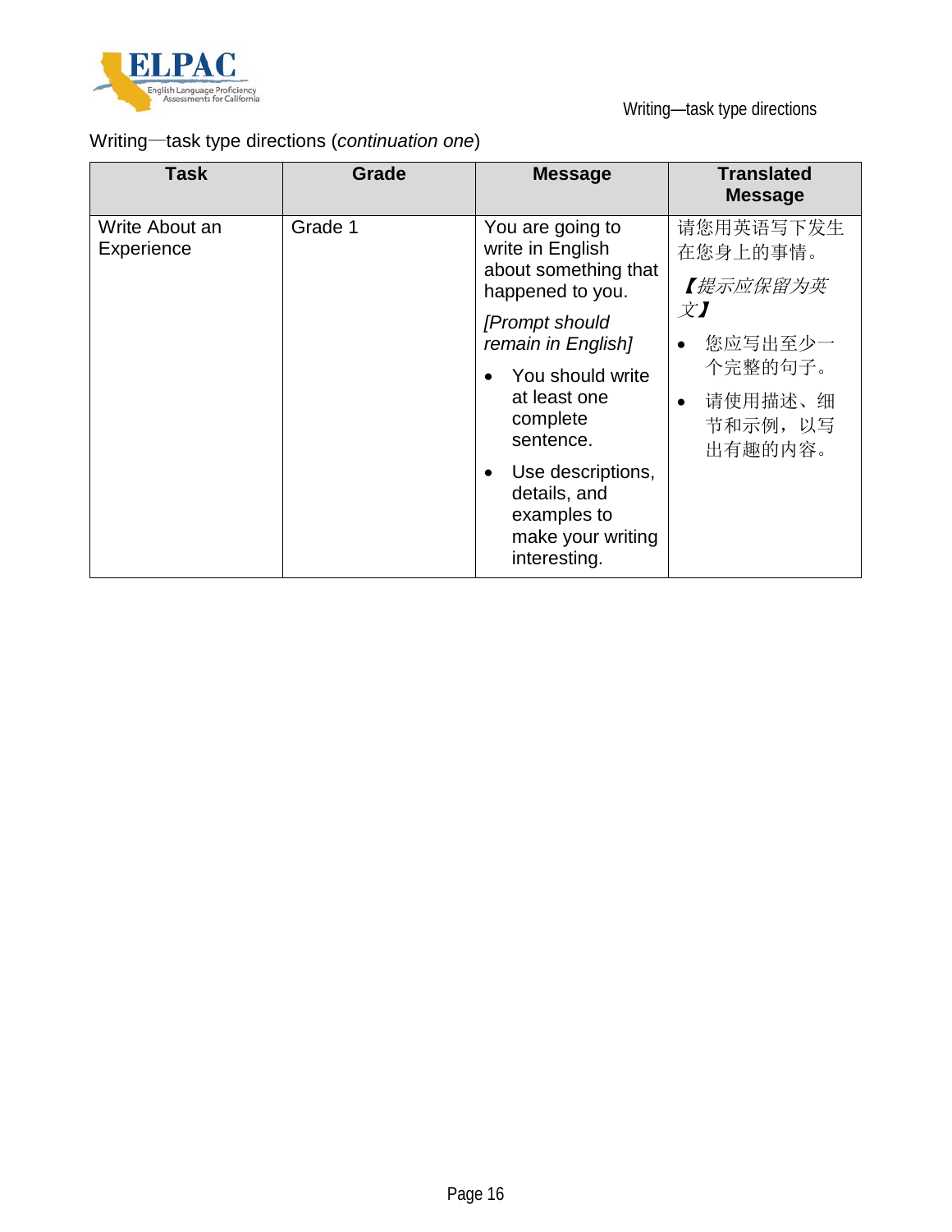Writing—task type directions (*continuation one*)

| Task | Grade | Message | Translated Message |
|---|---|---|---|
| Write About an Experience | Grade 1 | You are going to write in English about something that happened to you.<br><br>*[Prompt should remain in English]*<br><br>• You should write at least one complete sentence.<br>• Use descriptions, details, and examples to make your writing interesting. | 请您用英语写下发生在您身上的事情。<br><br>*【提示应保留为英文】*<br><br>• 您应写出至少一个完整的句子。<br>• 请使用描述、细节和示例，以写出有趣的内容。 |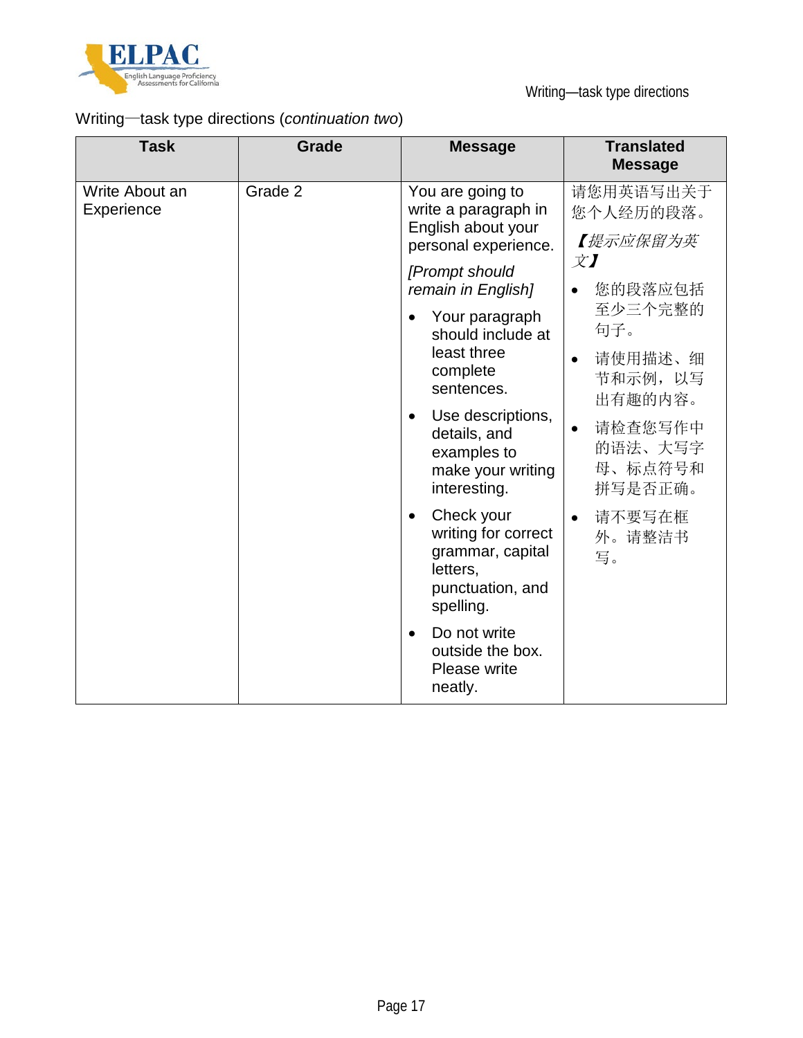Writing—task type directions (*continuation two*)

| Task | Grade | Message | Translated Message |
| --- | --- | --- | --- |
| Write About an Experience | Grade 2 | You are going to write a paragraph in English about your personal experience. *[Prompt should remain in English]* <br>• Your paragraph should include at least three complete sentences. <br>• Use descriptions, details, and examples to make your writing interesting. <br>• Check your writing for correct grammar, capital letters, punctuation, and spelling. <br>• Do not write outside the box. Please write neatly. | 请您用英语写出关于您个人经历的段落。 *【提示应保留为英文】* <br>• 您的段落应包括至少三个完整的句子。 <br>• 请使用描述、细节和示例，以写出有趣的内容。 <br>• 请检查您写作中的语法、大写字母、标点符号和拼写是否正确。 <br>• 请不要写在框外。请整洁书写。 |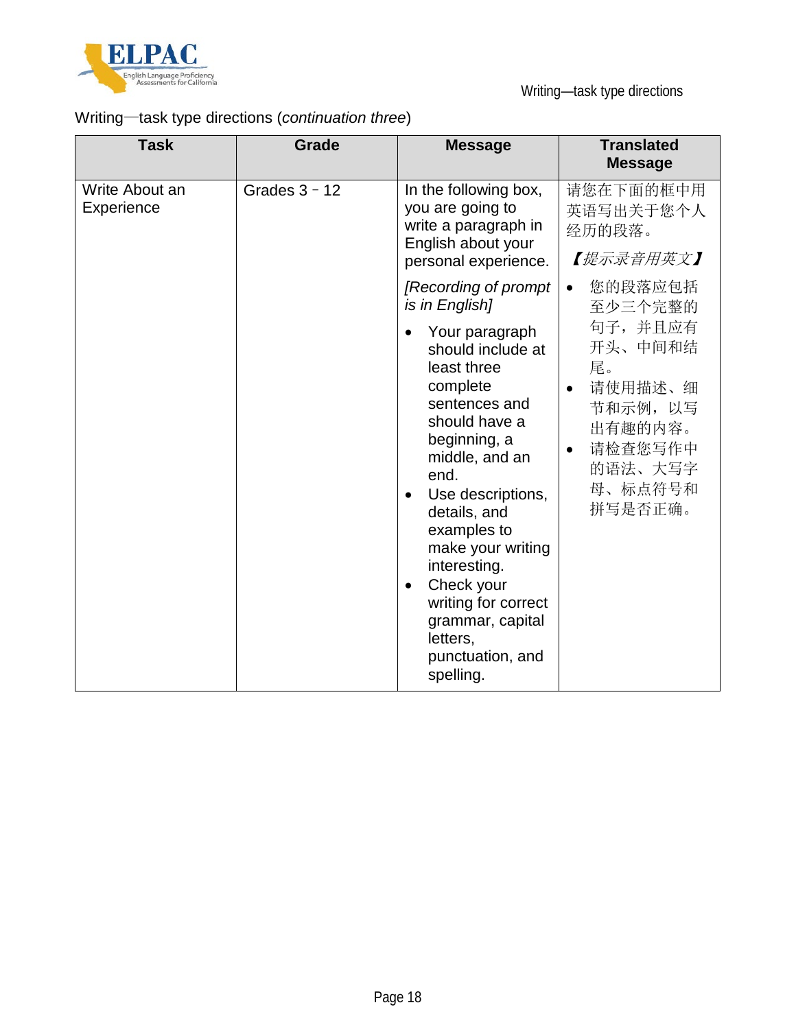Writing—task type directions (*continuation three*)

| Task | Grade | Message | Translated Message |
|---|---|---|---|
| Write About an Experience | Grades 3 – 12 | In the following box, you are going to write a paragraph in English about your personal experience.<br><br>*[Recording of prompt is in English]*<br><br>• Your paragraph should include at least three complete sentences and should have a beginning, a middle, and an end.<br>• Use descriptions, details, and examples to make your writing interesting.<br>• Check your writing for correct grammar, capital letters, punctuation, and spelling. | 请您在下面的框中用英语写出关于您个人经历的段落。<br><br>*【提示录音用英文】*<br><br>• 您的段落应包括至少三个完整的句子，并且应有开头、中间和结尾。<br>• 请使用描述、细节和示例，以写出有趣的内容。<br>• 请检查您写作中的语法、大写字母、标点符号和拼写是否正确。 |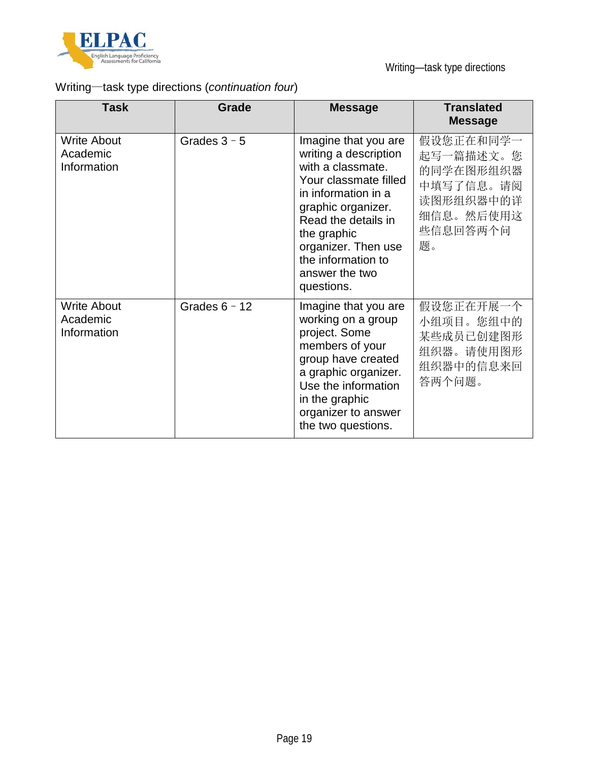Writing—task type directions (*continuation four*)

| Task | Grade | Message | Translated Message |
| --- | --- | --- | --- |
| Write About Academic Information | Grades 3 – 5 | Imagine that you are writing a description with a classmate. Your classmate filled in information in a graphic organizer. Read the details in the graphic organizer. Then use the information to answer the two questions. | 假设您正在和同学一起写一篇描述文。您的同学在图形组织器中填写了信息。请阅读图形组织器中的详细信息。然后使用这些信息回答两个问题。 |
| Write About Academic Information | Grades 6 – 12 | Imagine that you are working on a group project. Some members of your group have created a graphic organizer. Use the information in the graphic organizer to answer the two questions. | 假设您正在开展一个小组项目。您组中的某些成员已创建图形组织器。请使用图形组织器中的信息来回答两个问题。 |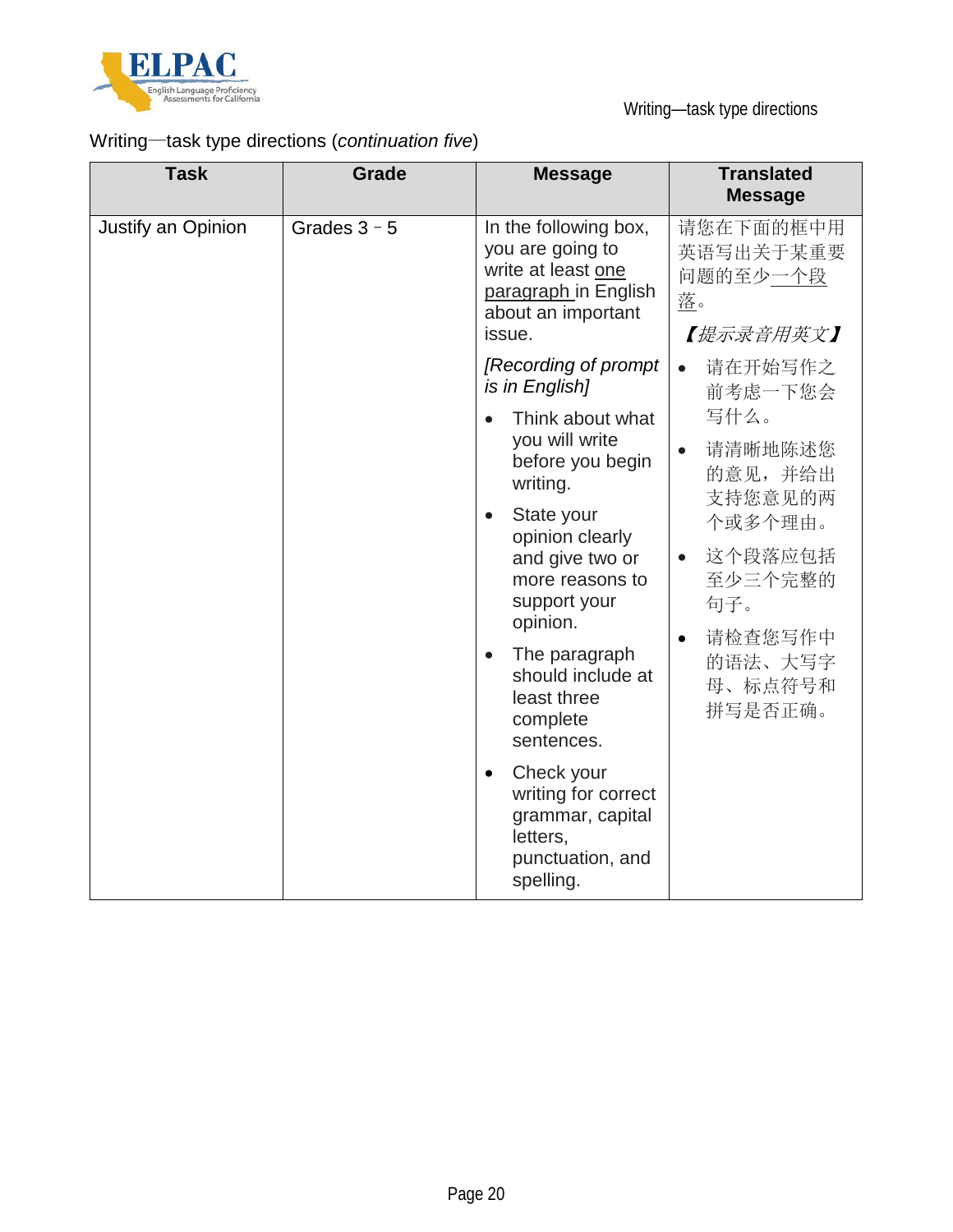Writing—task type directions (*continuation five*)

| Task | Grade | Message | Translated Message |
| --- | --- | --- | --- |
| Justify an Opinion | Grades 3 – 5 | In the following box, you are going to write at least <u>one paragraph</u> in English about an important issue.<br><br>*[Recording of prompt is in English]*<br><br>• Think about what you will write before you begin writing.<br>• State your opinion clearly and give two or more reasons to support your opinion.<br>• The paragraph should include at least three complete sentences.<br>• Check your writing for correct grammar, capital letters, punctuation, and spelling. | 请您在下面的框中用英语写出关于某重要问题的至少<u>一个段落</u>。<br><br>*【提示录音用英文】*<br><br>• 请在开始写作之前考虑一下您会写什么。<br>• 请清晰地陈述您的意见，并给出支持您意见的两个或多个理由。<br>• 这个段落应包括至少三个完整的句子。<br>• 请检查您写作中的语法、大写字母、标点符号和拼写是否正确。 |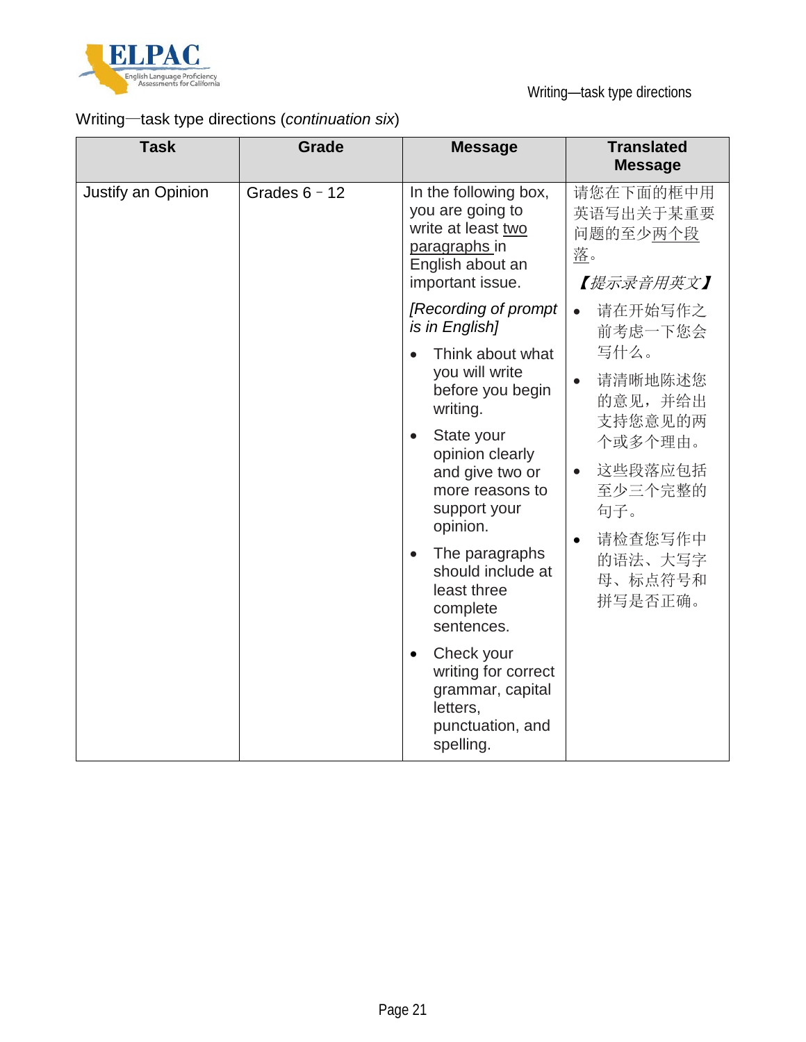Writing—task type directions (*continuation six*)

| Task | Grade | Message | Translated Message |
|---|---|---|---|
| Justify an Opinion | Grades 6 – 12 | In the following box, you are going to write at least <u>two paragraphs</u> in English about an important issue.<br><br>*[Recording of prompt is in English]*<br><br>• Think about what you will write before you begin writing.<br>• State your opinion clearly and give two or more reasons to support your opinion.<br>• The paragraphs should include at least three complete sentences.<br>• Check your writing for correct grammar, capital letters, punctuation, and spelling. | 请您在下面的框中用英语写出关于某重要问题的至少<u>两个段落</u>。<br><br>*【提示录音用英文】*<br><br>• 请在开始写作之前考虑一下您会写什么。<br>• 请清晰地陈述您的意见，并给出支持您意见的两个或多个理由。<br>• 这些段落应包括至少三个完整的句子。<br>• 请检查您写作中的语法、大写字母、标点符号和拼写是否正确。 |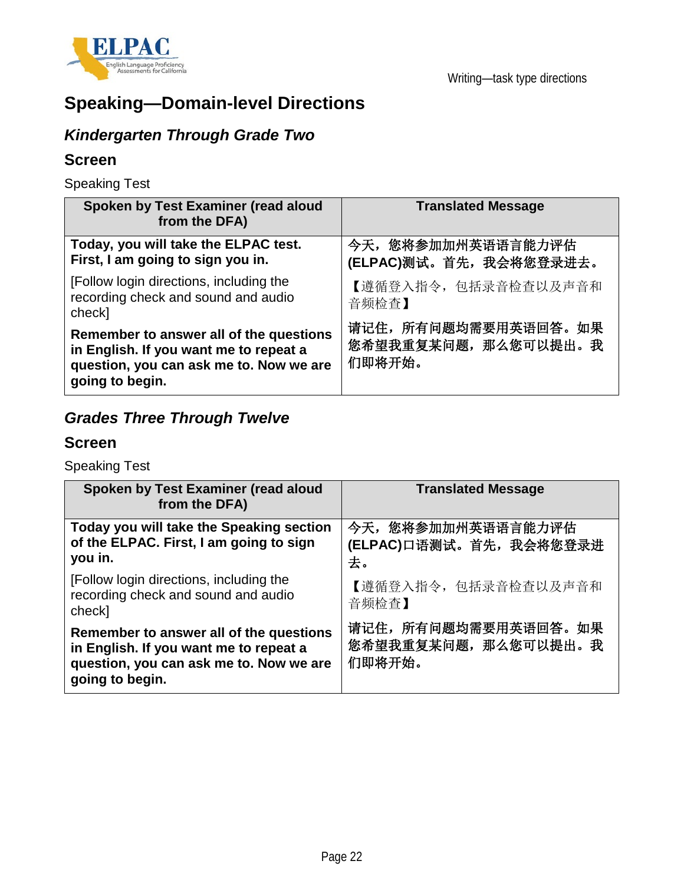# Speaking—Domain-level Directions

## *Kindergarten Through Grade Two*

### Screen

Speaking Test

| Spoken by Test Examiner (read aloud from the DFA) | Translated Message |
|---|---|
| **Today, you will take the ELPAC test. First, I am going to sign you in.** | **今天，您将参加加州英语语言能力评估(ELPAC)测试。首先，我会将您登录进去。** |
| [Follow login directions, including the recording check and sound and audio check] | 【遵循登入指令，包括录音检查以及声音和音频检查】 |
| **Remember to answer all of the questions in English. If you want me to repeat a question, you can ask me to. Now we are going to begin.** | **请记住，所有问题均需要用英语回答。如果您希望我重复某问题，那么您可以提出。我们即将开始。** |

## *Grades Three Through Twelve*

### Screen

Speaking Test

| Spoken by Test Examiner (read aloud from the DFA) | Translated Message |
|---|---|
| **Today you will take the Speaking section of the ELPAC. First, I am going to sign you in.** | **今天，您将参加加州英语语言能力评估(ELPAC)口语测试。首先，我会将您登录进去。** |
| [Follow login directions, including the recording check and sound and audio check] | 【遵循登入指令，包括录音检查以及声音和音频检查】 |
| **Remember to answer all of the questions in English. If you want me to repeat a question, you can ask me to. Now we are going to begin.** | **请记住，所有问题均需要用英语回答。如果您希望我重复某问题，那么您可以提出。我们即将开始。** |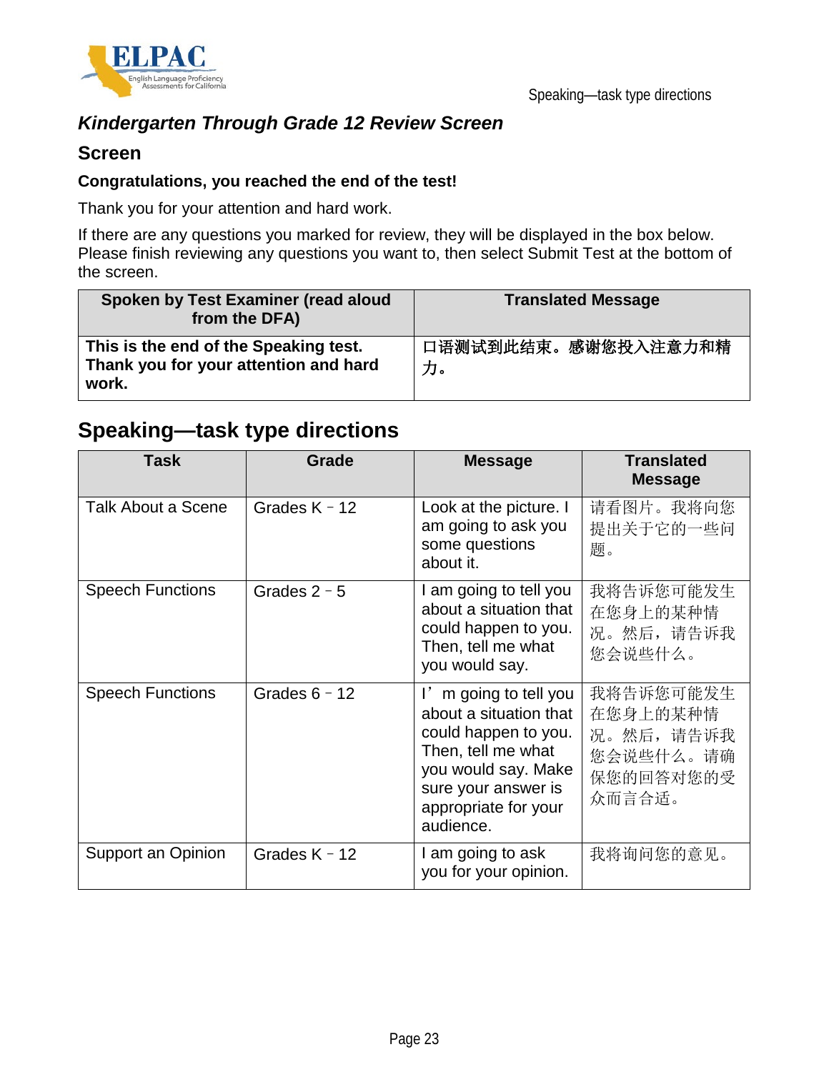### *Kindergarten Through Grade 12 Review Screen*

#### Screen

**Congratulations, you reached the end of the test!**

Thank you for your attention and hard work.

If there are any questions you marked for review, they will be displayed in the box below. Please finish reviewing any questions you want to, then select Submit Test at the bottom of the screen.

| Spoken by Test Examiner (read aloud from the DFA) | Translated Message |
|---|---|
| **This is the end of the Speaking test. Thank you for your attention and hard work.** | **口语测试到此结束。感谢您投入注意力和精力。** |

## Speaking—task type directions

| Task | Grade | Message | Translated Message |
|---|---|---|---|
| Talk About a Scene | Grades K – 12 | Look at the picture. I am going to ask you some questions about it. | 请看图片。我将向您提出关于它的一些问题。 |
| Speech Functions | Grades 2 – 5 | I am going to tell you about a situation that could happen to you. Then, tell me what you would say. | 我将告诉您可能发生在您身上的某种情况。然后，请告诉我您会说些什么。 |
| Speech Functions | Grades 6 – 12 | I’m going to tell you about a situation that could happen to you. Then, tell me what you would say. Make sure your answer is appropriate for your audience. | 我将告诉您可能发生在您身上的某种情况。然后，请告诉我您会说些什么。请确保您的回答对您的受众而言合适。 |
| Support an Opinion | Grades K – 12 | I am going to ask you for your opinion. | 我将询问您的意见。 |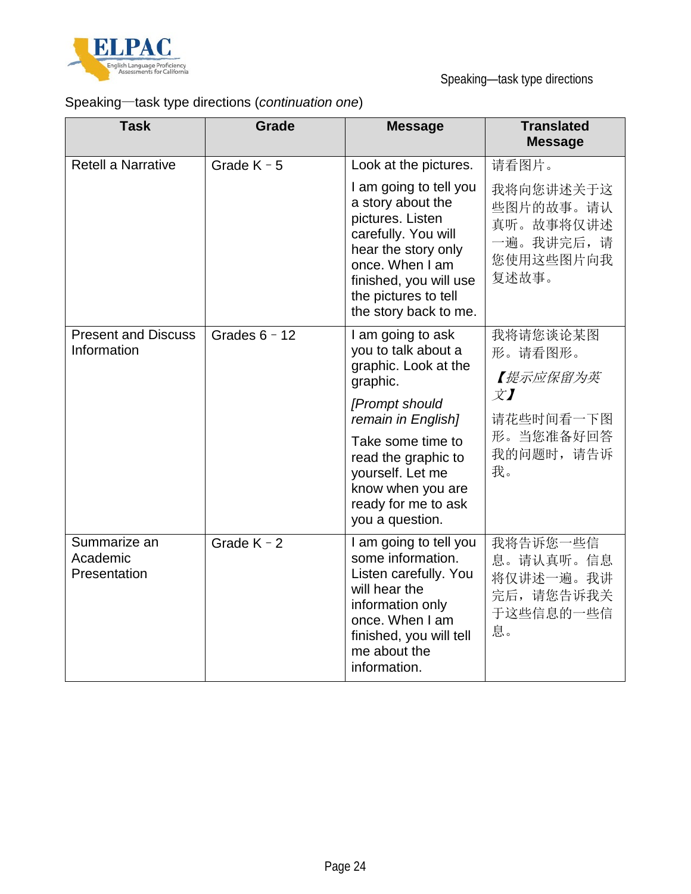Speaking—task type directions (*continuation one*)

| Task | Grade | Message | Translated Message |
| --- | --- | --- | --- |
| Retell a Narrative | Grade K – 5 | Look at the pictures.<br><br>I am going to tell you a story about the pictures. Listen carefully. You will hear the story only once. When I am finished, you will use the pictures to tell the story back to me. | 请看图片。<br><br>我将向您讲述关于这些图片的故事。请认真听。故事将仅讲述一遍。我讲完后，请您使用这些图片向我复述故事。 |
| Present and Discuss Information | Grades 6 – 12 | I am going to ask you to talk about a graphic. Look at the graphic.<br><br>*[Prompt should remain in English]*<br><br>Take some time to read the graphic to yourself. Let me know when you are ready for me to ask you a question. | 我将请您谈论某图形。请看图形。<br><br>*【提示应保留为英文】*<br><br>请花些时间看一下图形。当您准备好回答我的问题时，请告诉我。 |
| Summarize an Academic Presentation | Grade K – 2 | I am going to tell you some information. Listen carefully. You will hear the information only once. When I am finished, you will tell me about the information. | 我将告诉您一些信息。请认真听。信息将仅讲述一遍。我讲完后，请您告诉我关于这些信息的一些信息。 |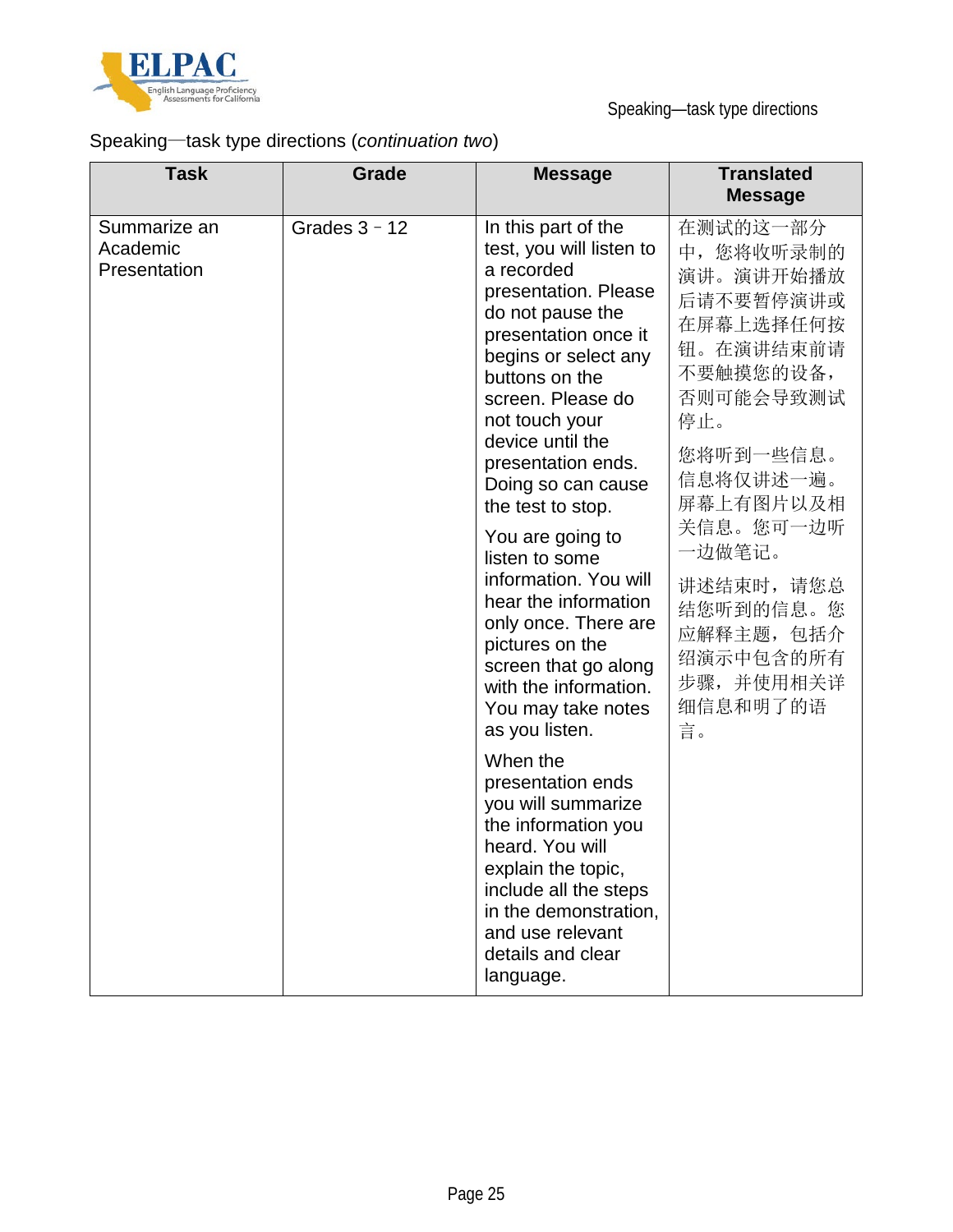Speaking—task type directions (*continuation two*)

| Task | Grade | Message | Translated Message |
|---|---|---|---|
| Summarize an Academic Presentation | Grades 3 – 12 | In this part of the test, you will listen to a recorded presentation. Please do not pause the presentation once it begins or select any buttons on the screen. Please do not touch your device until the presentation ends. Doing so can cause the test to stop.<br><br>You are going to listen to some information. You will hear the information only once. There are pictures on the screen that go along with the information. You may take notes as you listen.<br><br>When the presentation ends you will summarize the information you heard. You will explain the topic, include all the steps in the demonstration, and use relevant details and clear language. | 在测试的这一部分中，您将收听录制的演讲。演讲开始播放后请不要暂停演讲或在屏幕上选择任何按钮。在演讲结束前请不要触摸您的设备，否则可能会导致测试停止。<br><br>您将听到一些信息。信息将仅讲述一遍。屏幕上有图片以及相关信息。您可一边听一边做笔记。<br><br>讲述结束时，请您总结您听到的信息。您应解释主题，包括介绍演示中包含的所有步骤，并使用相关详细信息和明了的语言。 |